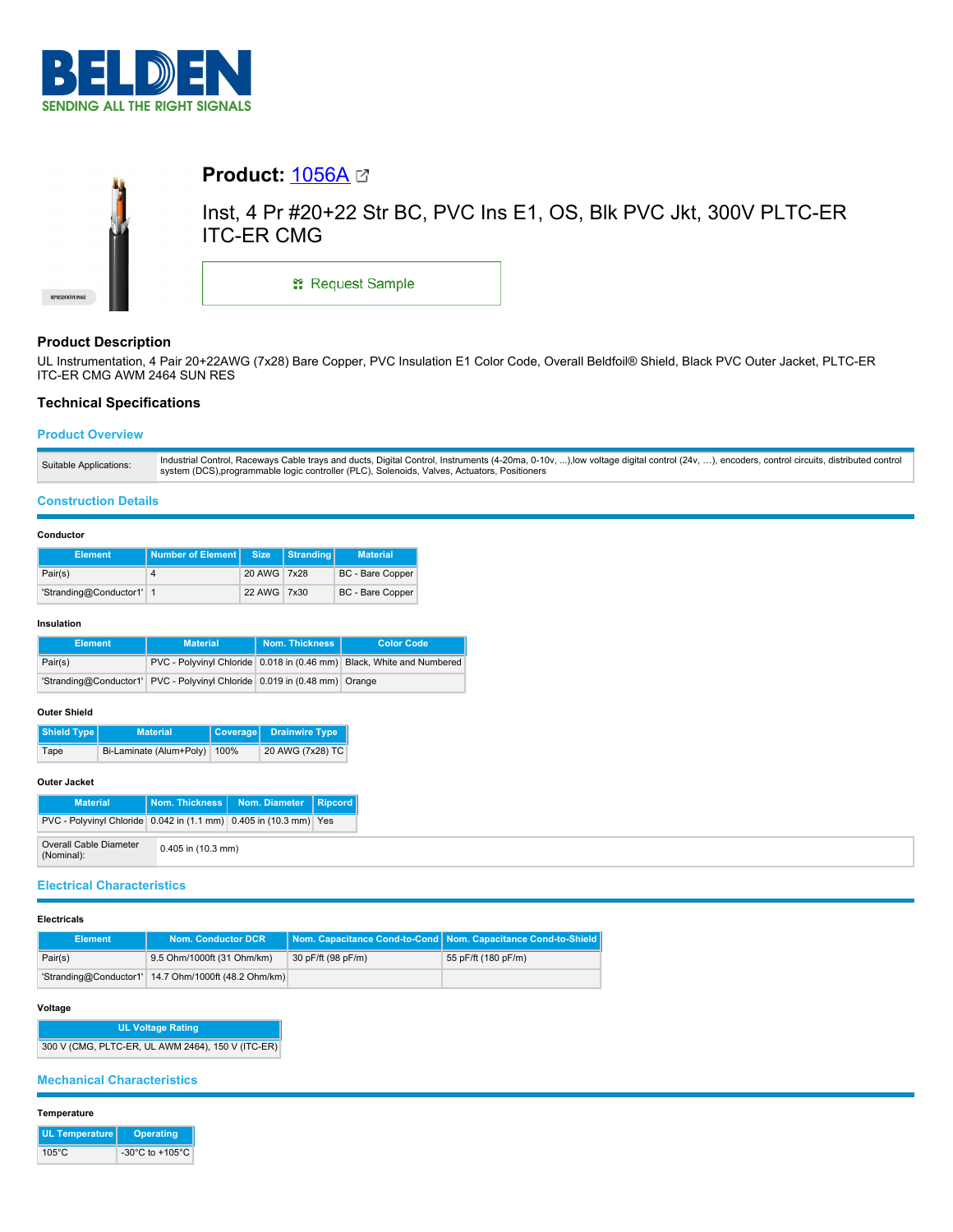BELDEN
SENDING ALL THE RIGHT SIGNALS

# Product: 1056A

Inst, 4 Pr #20+22 Str BC, PVC Ins E1, OS, Blk PVC Jkt, 300V PLTC-ER ITC-ER CMG

Request Sample

## Product Description

UL Instrumentation, 4 Pair 20+22AWG (7x28) Bare Copper, PVC Insulation E1 Color Code, Overall Beldfoil® Shield, Black PVC Outer Jacket, PLTC-ER ITC-ER CMG AWM 2464 SUN RES

## Technical Specifications

### Product Overview

| | |
|---|---|
| Suitable Applications: | Industrial Control, Raceways Cable trays and ducts, Digital Control, Instruments (4-20ma, 0-10v, ...),low voltage digital control (24v, …), encoders, control circuits, distributed control system (DCS),programmable logic controller (PLC), Solenoids, Valves, Actuators, Positioners |

### Construction Details

**Conductor**

| Element | Number of Element | Size | Stranding | Material |
|---|---|---|---|---|
| Pair(s) | 4 | 20 AWG | 7x28 | BC - Bare Copper |
| 'Stranding@Conductor1' | 1 | 22 AWG | 7x30 | BC - Bare Copper |

**Insulation**

| Element | Material | Nom. Thickness | Color Code |
|---|---|---|---|
| Pair(s) | PVC - Polyvinyl Chloride | 0.018 in (0.46 mm) | Black, White and Numbered |
| 'Stranding@Conductor1' | PVC - Polyvinyl Chloride | 0.019 in (0.48 mm) | Orange |

**Outer Shield**

| Shield Type | Material | Coverage | Drainwire Type |
|---|---|---|---|
| Tape | Bi-Laminate (Alum+Poly) | 100% | 20 AWG (7x28) TC |

**Outer Jacket**

| Material | Nom. Thickness | Nom. Diameter | Ripcord |
|---|---|---|---|
| PVC - Polyvinyl Chloride | 0.042 in (1.1 mm) | 0.405 in (10.3 mm) | Yes |

| | |
|---|---|
| Overall Cable Diameter (Nominal): | 0.405 in (10.3 mm) |

### Electrical Characteristics

**Electricals**

| Element | Nom. Conductor DCR | Nom. Capacitance Cond-to-Cond | Nom. Capacitance Cond-to-Shield |
|---|---|---|---|
| Pair(s) | 9.5 Ohm/1000ft (31 Ohm/km) | 30 pF/ft (98 pF/m) | 55 pF/ft (180 pF/m) |
| 'Stranding@Conductor1' | 14.7 Ohm/1000ft (48.2 Ohm/km) | | |

**Voltage**

| UL Voltage Rating |
|---|
| 300 V (CMG, PLTC-ER, UL AWM 2464), 150 V (ITC-ER) |

### Mechanical Characteristics

**Temperature**

| UL Temperature | Operating |
|---|---|
| 105°C | -30°C to +105°C |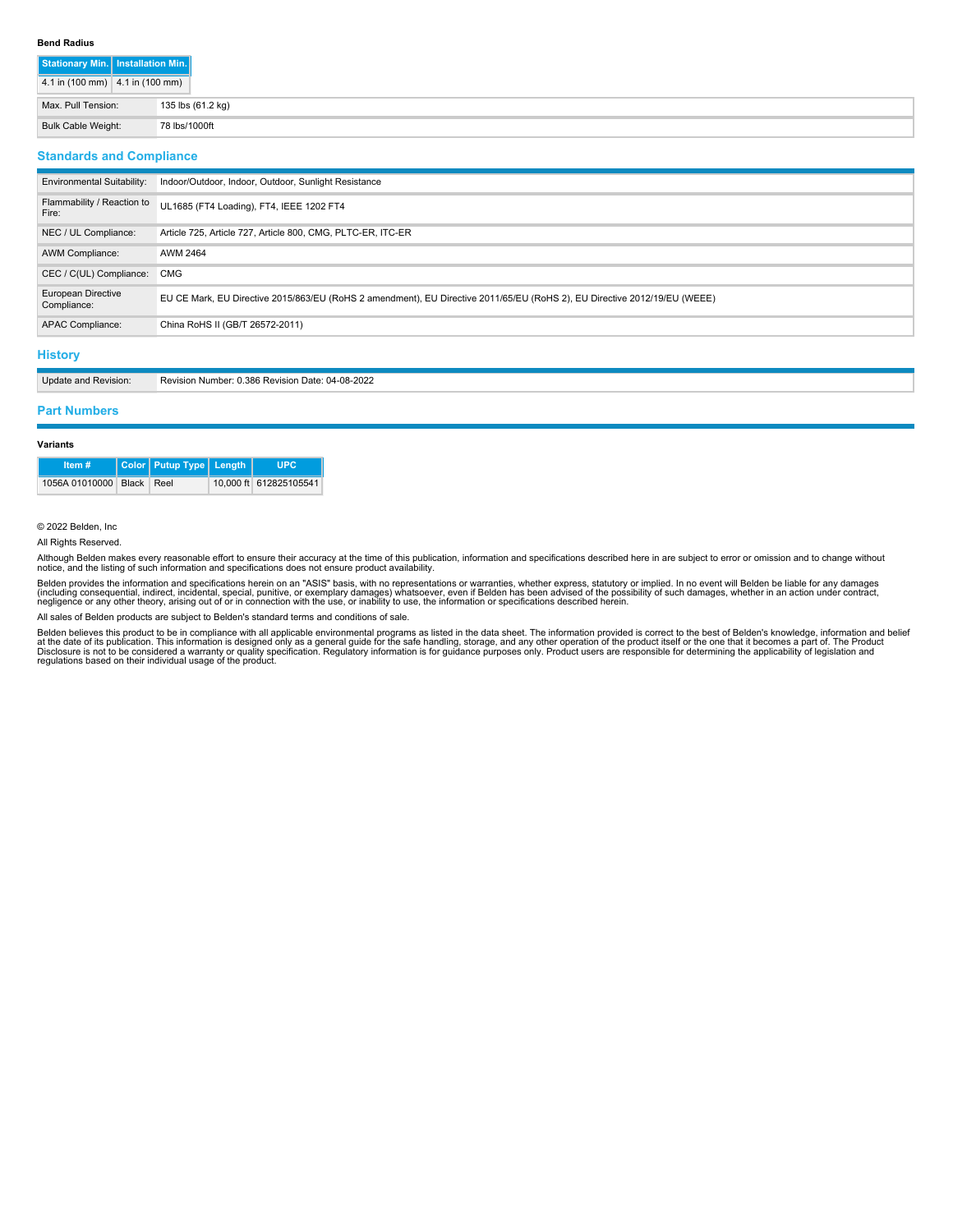**Bend Radius**

| Stationary Min. | Installation Min. |
|---|---|
| 4.1 in (100 mm) | 4.1 in (100 mm) |

| | |
|---|---|
| Max. Pull Tension: | 135 lbs (61.2 kg) |
| Bulk Cable Weight: | 78 lbs/1000ft |

## Standards and Compliance

| | |
|---|---|
| Environmental Suitability: | Indoor/Outdoor, Indoor, Outdoor, Sunlight Resistance |
| Flammability / Reaction to Fire: | UL1685 (FT4 Loading), FT4, IEEE 1202 FT4 |
| NEC / UL Compliance: | Article 725, Article 727, Article 800, CMG, PLTC-ER, ITC-ER |
| AWM Compliance: | AWM 2464 |
| CEC / C(UL) Compliance: | CMG |
| European Directive Compliance: | EU CE Mark, EU Directive 2015/863/EU (RoHS 2 amendment), EU Directive 2011/65/EU (RoHS 2), EU Directive 2012/19/EU (WEEE) |
| APAC Compliance: | China RoHS II (GB/T 26572-2011) |

## History

| | |
|---|---|
| Update and Revision: | Revision Number: 0.386 Revision Date: 04-08-2022 |

## Part Numbers

**Variants**

| Item # | Color | Putup Type | Length | UPC |
|---|---|---|---|---|
| 1056A 01010000 | Black | Reel | 10,000 ft | 612825105541 |

© 2022 Belden, Inc

All Rights Reserved.

Although Belden makes every reasonable effort to ensure their accuracy at the time of this publication, information and specifications described here in are subject to error or omission and to change without notice, and the listing of such information and specifications does not ensure product availability.

Belden provides the information and specifications herein on an "ASIS" basis, with no representations or warranties, whether express, statutory or implied. In no event will Belden be liable for any damages (including consequential, indirect, incidental, special, punitive, or exemplary damages) whatsoever, even if Belden has been advised of the possibility of such damages, whether in an action under contract, negligence or any other theory, arising out of or in connection with the use, or inability to use, the information or specifications described herein.

All sales of Belden products are subject to Belden's standard terms and conditions of sale.

Belden believes this product to be in compliance with all applicable environmental programs as listed in the data sheet. The information provided is correct to the best of Belden's knowledge, information and belief at the date of its publication. This information is designed only as a general guide for the safe handling, storage, and any other operation of the product itself or the one that it becomes a part of. The Product Disclosure is not to be considered a warranty or quality specification. Regulatory information is for guidance purposes only. Product users are responsible for determining the applicability of legislation and regulations based on their individual usage of the product.